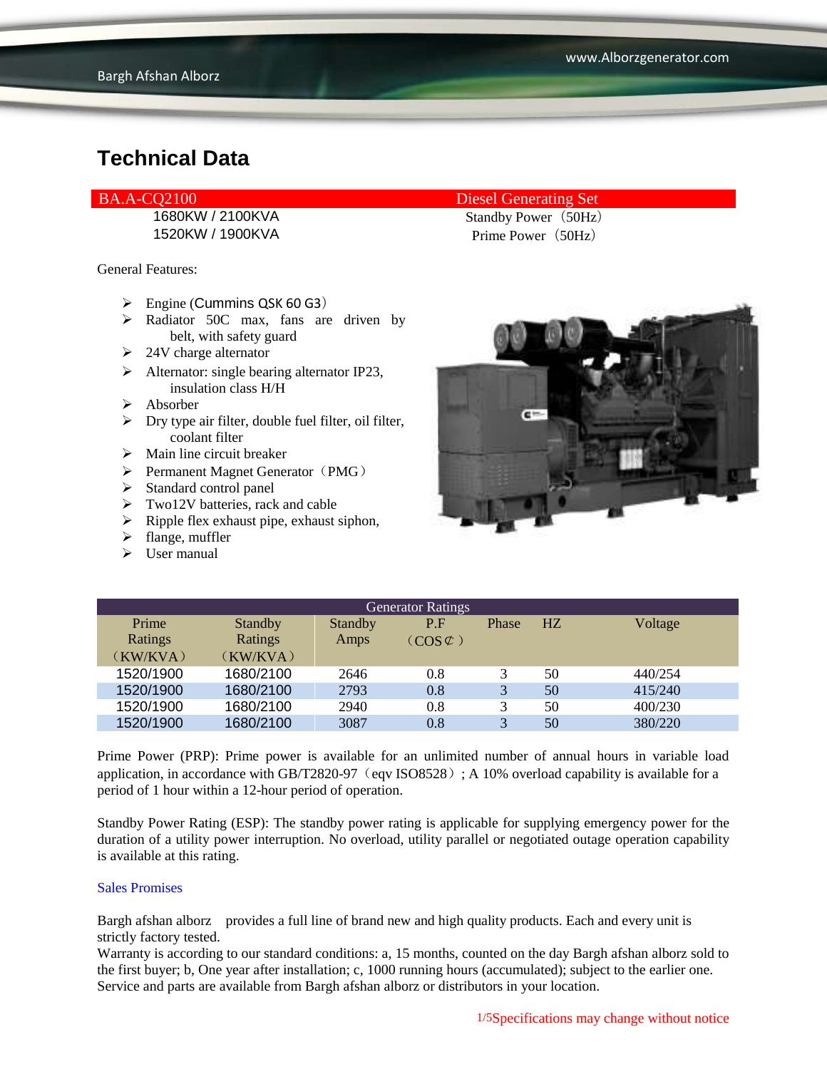# Technical Data

| BA.A-CQ2100 | Diesel Generating Set |
|---|---|
| 1680KW / 2100KVA | Standby Power（50Hz） |
| 1520KW / 1900KVA | Prime Power（50Hz） |

General Features:

- Engine (Cummins QSK 60 G3）
- Radiator 50C max, fans are driven by belt, with safety guard
- 24V charge alternator
- Alternator: single bearing alternator IP23, insulation class H/H
- Absorber
- Dry type air filter, double fuel filter, oil filter, coolant filter
- Main line circuit breaker
- Permanent Magnet Generator（PMG）
- Standard control panel
- Two12V batteries, rack and cable
- Ripple flex exhaust pipe, exhaust siphon,
- flange, muffler
- User manual

| Generator Ratings | | | | | | |
|---|---|---|---|---|---|---|
| Prime Ratings（KW/KVA） | Standby Ratings（KW/KVA） | Standby Amps | P.F（COS¢） | Phase | HZ | Voltage |
| 1520/1900 | 1680/2100 | 2646 | 0.8 | 3 | 50 | 440/254 |
| 1520/1900 | 1680/2100 | 2793 | 0.8 | 3 | 50 | 415/240 |
| 1520/1900 | 1680/2100 | 2940 | 0.8 | 3 | 50 | 400/230 |
| 1520/1900 | 1680/2100 | 3087 | 0.8 | 3 | 50 | 380/220 |

Prime Power (PRP): Prime power is available for an unlimited number of annual hours in variable load application, in accordance with GB/T2820-97（eqv ISO8528）; A 10% overload capability is available for a period of 1 hour within a 12-hour period of operation.

Standby Power Rating (ESP): The standby power rating is applicable for supplying emergency power for the duration of a utility power interruption. No overload, utility parallel or negotiated outage operation capability is available at this rating.

Sales Promises

Bargh afshan alborz provides a full line of brand new and high quality products. Each and every unit is strictly factory tested.
Warranty is according to our standard conditions: a, 15 months, counted on the day Bargh afshan alborz sold to the first buyer; b, One year after installation; c, 1000 running hours (accumulated); subject to the earlier one. Service and parts are available from Bargh afshan alborz or distributors in your location.

Specifications may change without notice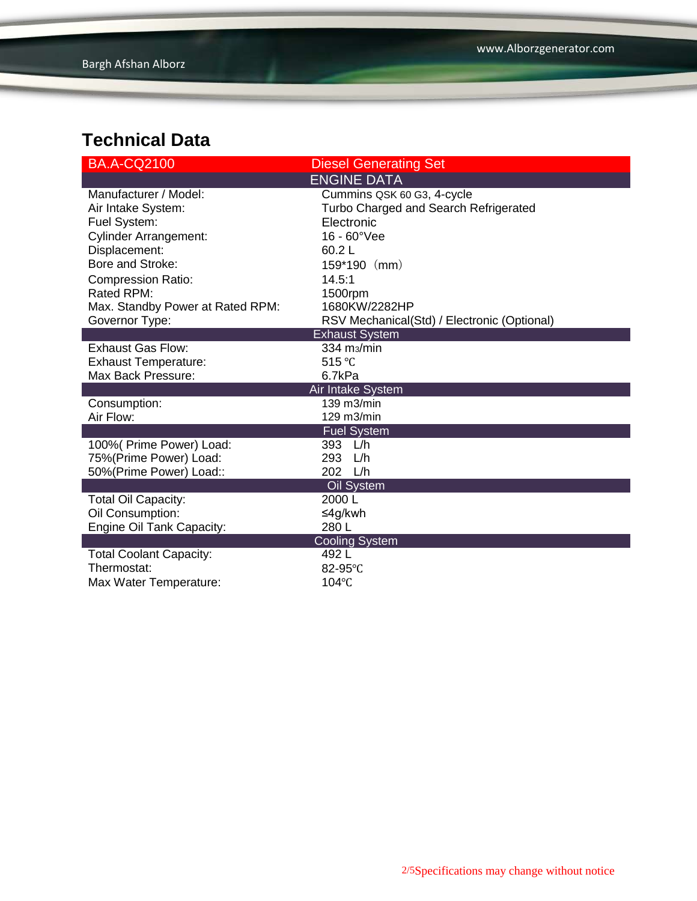## Technical Data

| BA.A-CQ2100 | Diesel Generating Set |
|---|---|
| **ENGINE DATA** | |
| Manufacturer / Model: | Cummins QSK 60 G3, 4-cycle |
| Air Intake System: | Turbo Charged and Search Refrigerated |
| Fuel System: | Electronic |
| Cylinder Arrangement: | 16 - 60°Vee |
| Displacement: | 60.2 L |
| Bore and Stroke: | 159*190 （mm） |
| Compression Ratio: | 14.5:1 |
| Rated RPM: | 1500rpm |
| Max. Standby Power at Rated RPM: | 1680KW/2282HP |
| Governor Type: | RSV Mechanical(Std) / Electronic (Optional) |
| **Exhaust System** | |
| Exhaust Gas Flow: | 334 $m_3$/min |
| Exhaust Temperature: | 515 ℃ |
| Max Back Pressure: | 6.7kPa |
| **Air Intake System** | |
| Consumption: | 139 m3/min |
| Air Flow: | 129 m3/min |
| **Fuel System** | |
| 100%( Prime Power) Load: | 393 L/h |
| 75%(Prime Power) Load: | 293 L/h |
| 50%(Prime Power) Load:: | 202 L/h |
| **Oil System** | |
| Total Oil Capacity: | 2000 L |
| Oil Consumption: | ≤4g/kwh |
| Engine Oil Tank Capacity: | 280 L |
| **Cooling System** | |
| Total Coolant Capacity: | 492 L |
| Thermostat: | 82-95℃ |
| Max Water Temperature: | 104℃ |

Specifications may change without notice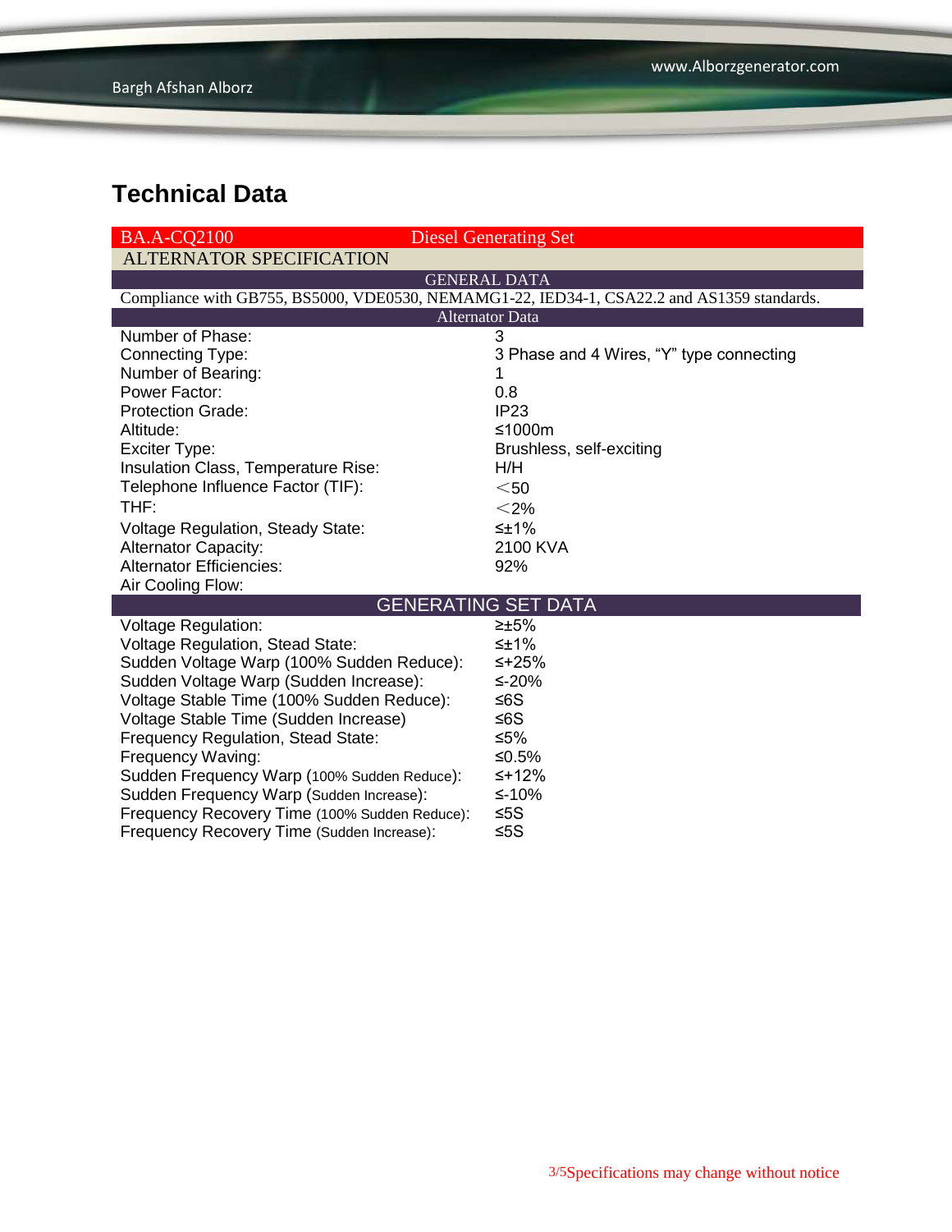## Technical Data

| BA.A-CQ2100 | Diesel Generating Set |
| --- | --- |
| **ALTERNATOR SPECIFICATION** | |
| **GENERAL DATA** | |
| Compliance with GB755, BS5000, VDE0530, NEMAMG1-22, IED34-1, CSA22.2 and AS1359 standards. | |
| **Alternator Data** | |
| Number of Phase: | 3 |
| Connecting Type: | 3 Phase and 4 Wires, “Y” type connecting |
| Number of Bearing: | 1 |
| Power Factor: | 0.8 |
| Protection Grade: | IP23 |
| Altitude: | ≤1000m |
| Exciter Type: | Brushless, self-exciting |
| Insulation Class, Temperature Rise: | H/H |
| Telephone Influence Factor (TIF): | ＜50 |
| THF: | ＜2% |
| Voltage Regulation, Steady State: | ≤±1% |
| Alternator Capacity: | 2100 KVA |
| Alternator Efficiencies: | 92% |
| Air Cooling Flow: | |
| **GENERATING SET DATA** | |
| Voltage Regulation: | ≥±5% |
| Voltage Regulation, Stead State: | ≤±1% |
| Sudden Voltage Warp (100% Sudden Reduce): | ≤+25% |
| Sudden Voltage Warp (Sudden Increase): | ≤-20% |
| Voltage Stable Time (100% Sudden Reduce): | ≤6S |
| Voltage Stable Time (Sudden Increase) | ≤6S |
| Frequency Regulation, Stead State: | ≤5% |
| Frequency Waving: | ≤0.5% |
| Sudden Frequency Warp (100% Sudden Reduce): | ≤+12% |
| Sudden Frequency Warp (Sudden Increase): | ≤-10% |
| Frequency Recovery Time (100% Sudden Reduce): | ≤5S |
| Frequency Recovery Time (Sudden Increase): | ≤5S |

Specifications may change without notice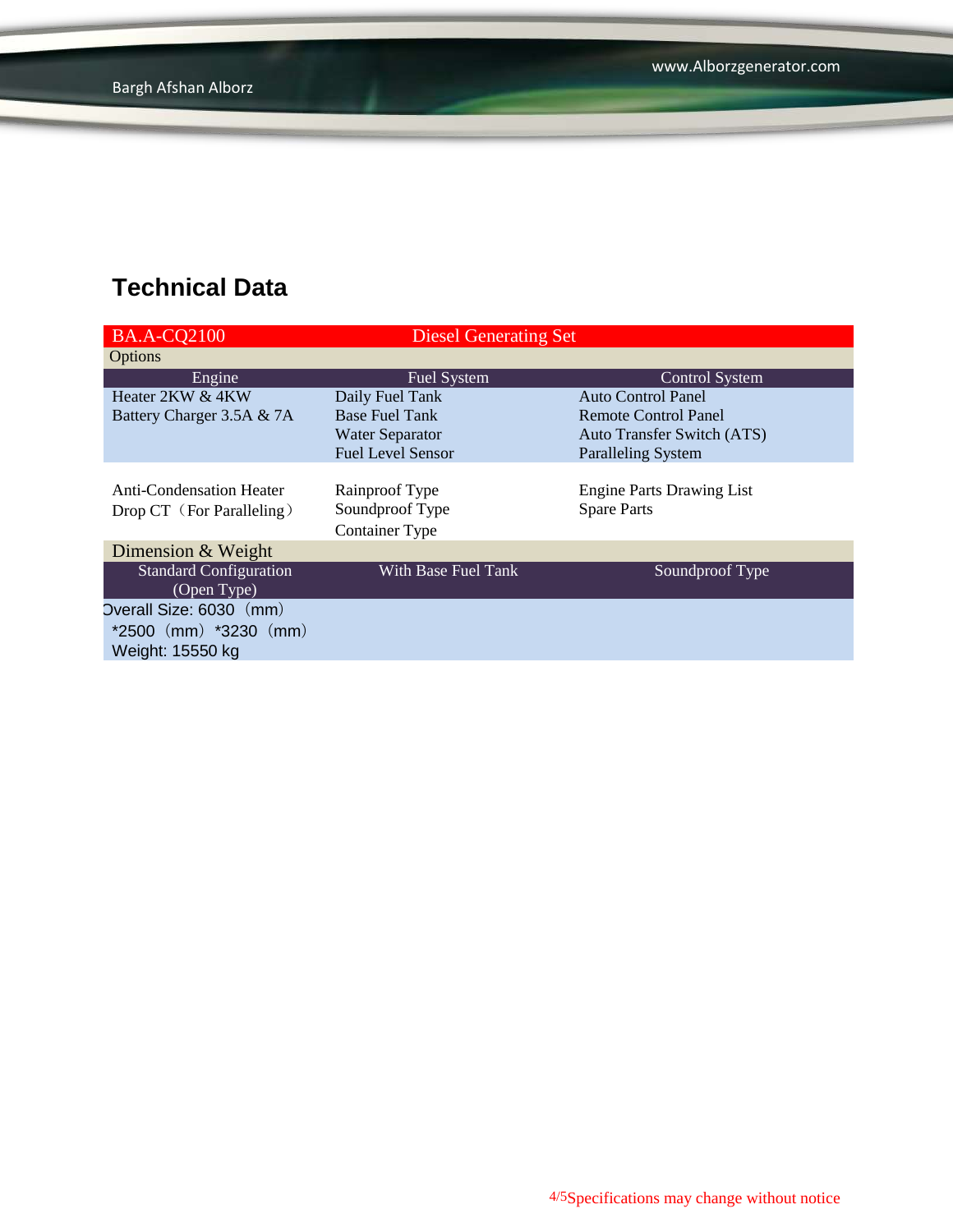## Technical Data

| BA.A-CQ2100 | Diesel Generating Set | |
|---|---|---|
| Options | | |
| Engine | Fuel System | Control System |
| Heater 2KW & 4KW<br>Battery Charger 3.5A & 7A | Daily Fuel Tank<br>Base Fuel Tank<br>Water Separator<br>Fuel Level Sensor | Auto Control Panel<br>Remote Control Panel<br>Auto Transfer Switch (ATS)<br>Paralleling System |
| Anti-Condensation Heater<br>Drop CT（For Paralleling） | Rainproof Type<br>Soundproof Type<br>Container Type | Engine Parts Drawing List<br>Spare Parts |
| Dimension & Weight | | |
| Standard Configuration (Open Type) | With Base Fuel Tank | Soundproof Type |
| Overall Size: 6030（mm）*2500（mm）*3230（mm）<br>Weight: 15550 kg | | |

Specifications may change without notice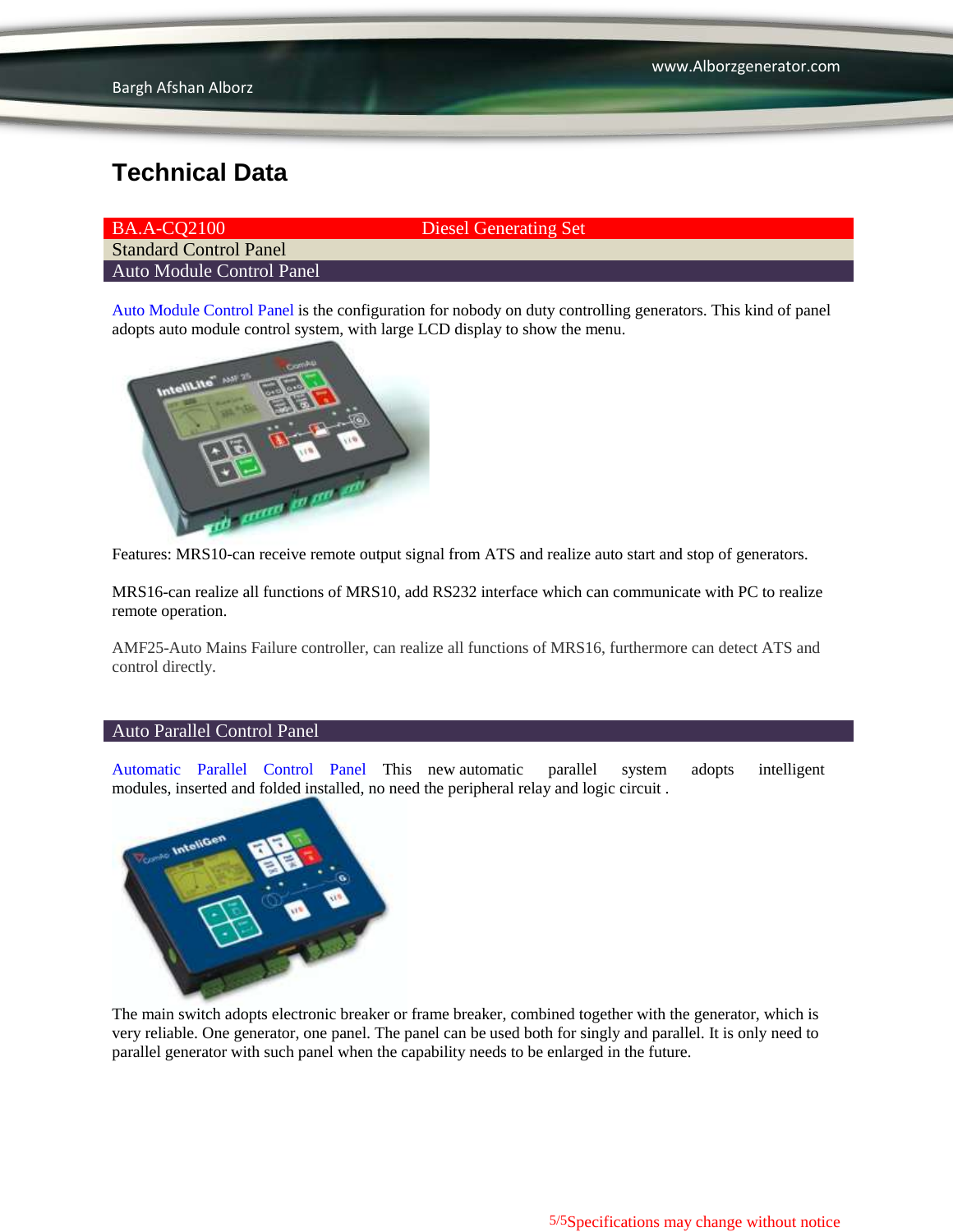# Technical Data

| | |
|---|---|
| BA.A-CQ2100 | Diesel Generating Set |
| Standard Control Panel | |
| Auto Module Control Panel | |

Auto Module Control Panel is the configuration for nobody on duty controlling generators. This kind of panel adopts auto module control system, with large LCD display to show the menu.

Features: MRS10-can receive remote output signal from ATS and realize auto start and stop of generators.

MRS16-can realize all functions of MRS10, add RS232 interface which can communicate with PC to realize remote operation.

AMF25-Auto Mains Failure controller, can realize all functions of MRS16, furthermore can detect ATS and control directly.

## Auto Parallel Control Panel

Automatic Parallel Control Panel This new automatic parallel system adopts intelligent modules, inserted and folded installed, no need the peripheral relay and logic circuit .

The main switch adopts electronic breaker or frame breaker, combined together with the generator, which is very reliable. One generator, one panel. The panel can be used both for singly and parallel. It is only need to parallel generator with such panel when the capability needs to be enlarged in the future.

Specifications may change without notice